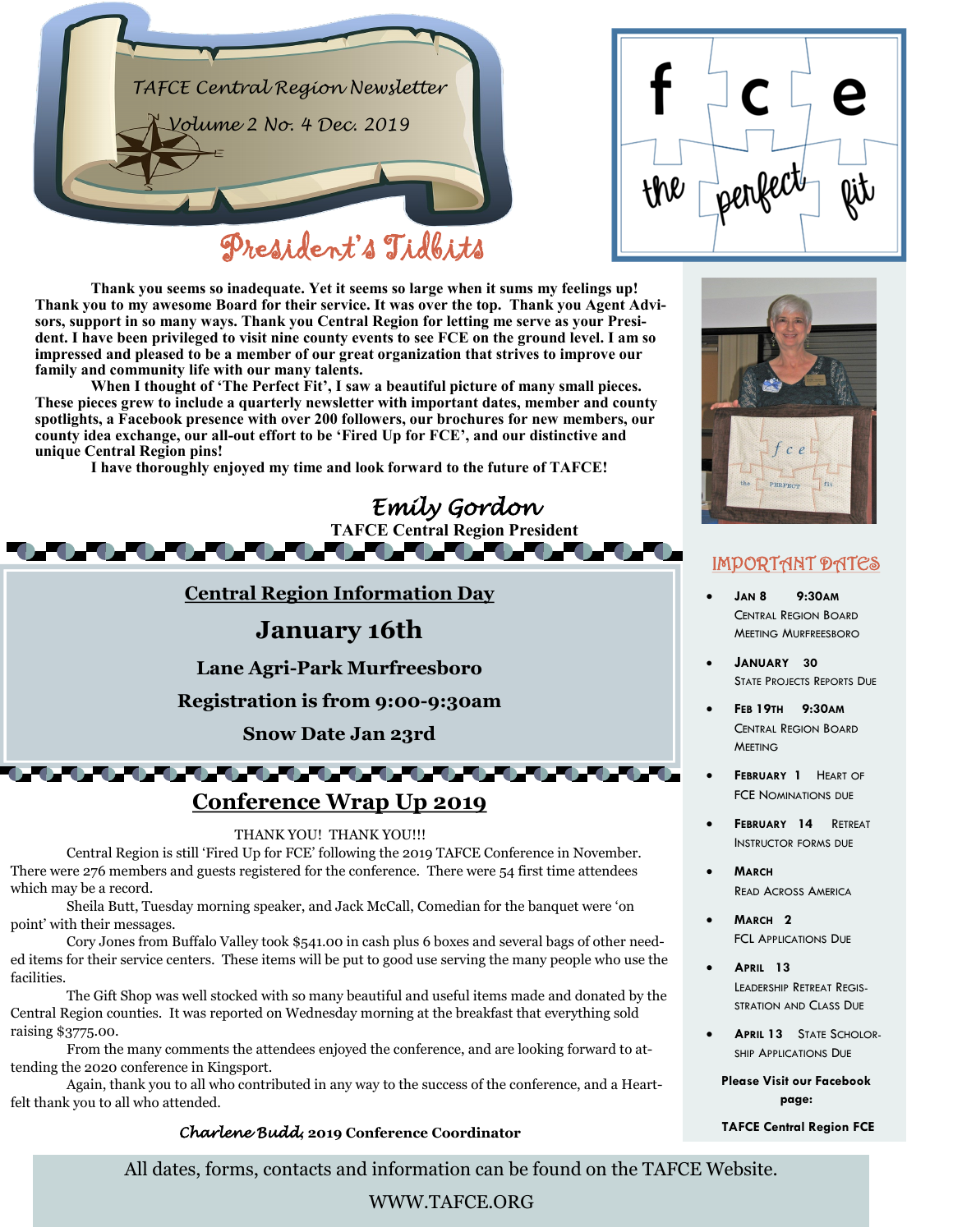TAFCE Central Region Newsletter

Volume 2 No. 4 Dec. 2019

fce the perfect fit

# President's Tidbits

**Thank you seems so inadequate. Yet it seems so large when it sums my feelings up! Thank you to my awesome Board for their service. It was over the top. Thank you Agent Advisors, support in so many ways. Thank you Central Region for letting me serve as your President. I have been privileged to visit nine county events to see FCE on the ground level. I am so impressed and pleased to be a member of our great organization that strives to improve our family and community life with our many talents.**

**When I thought of 'The Perfect Fit', I saw a beautiful picture of many small pieces. These pieces grew to include a quarterly newsletter with important dates, member and county spotlights, a Facebook presence with over 200 followers, our brochures for new members, our county idea exchange, our all-out effort to be 'Fired Up for FCE', and our distinctive and unique Central Region pins!**

**I have thoroughly enjoyed my time and look forward to the future of TAFCE!**

*Emily Gordon*
**TAFCE Central Region President**

## Central Region Information Day

**January 16th**

**Lane Agri-Park Murfreesboro**

**Registration is from 9:00-9:30am**

**Snow Date Jan 23rd**

## Conference Wrap Up 2019

THANK YOU! THANK YOU!!!

Central Region is still 'Fired Up for FCE' following the 2019 TAFCE Conference in November. There were 276 members and guests registered for the conference. There were 54 first time attendees which may be a record.

Sheila Butt, Tuesday morning speaker, and Jack McCall, Comedian for the banquet were 'on point' with their messages.

Cory Jones from Buffalo Valley took $541.00 in cash plus 6 boxes and several bags of other needed items for their service centers. These items will be put to good use serving the many people who use the facilities.

The Gift Shop was well stocked with so many beautiful and useful items made and donated by the Central Region counties. It was reported on Wednesday morning at the breakfast that everything sold raising $3775.00.

From the many comments the attendees enjoyed the conference, and are looking forward to attending the 2020 conference in Kingsport.

Again, thank you to all who contributed in any way to the success of the conference, and a Heartfelt thank you to all who attended.

*Charlene Budd*, **2019 Conference Coordinator**

## Important Dates

- **Jan 8 9:30am** Central Region Board Meeting Murfreesboro
- **January 30** State Projects Reports Due
- **Feb 19th 9:30am** Central Region Board Meeting
- **February 1** Heart of FCE Nominations due
- **February 14** Retreat Instructor forms due
- **March** Read Across America
- **March 2** FCL Applications Due
- **April 13** Leadership Retreat Registration and Class Due
- **April 13** State Scholorship Applications Due

**Please Visit our Facebook page:**

**TAFCE Central Region FCE**

All dates, forms, contacts and information can be found on the TAFCE Website.

WWW.TAFCE.ORG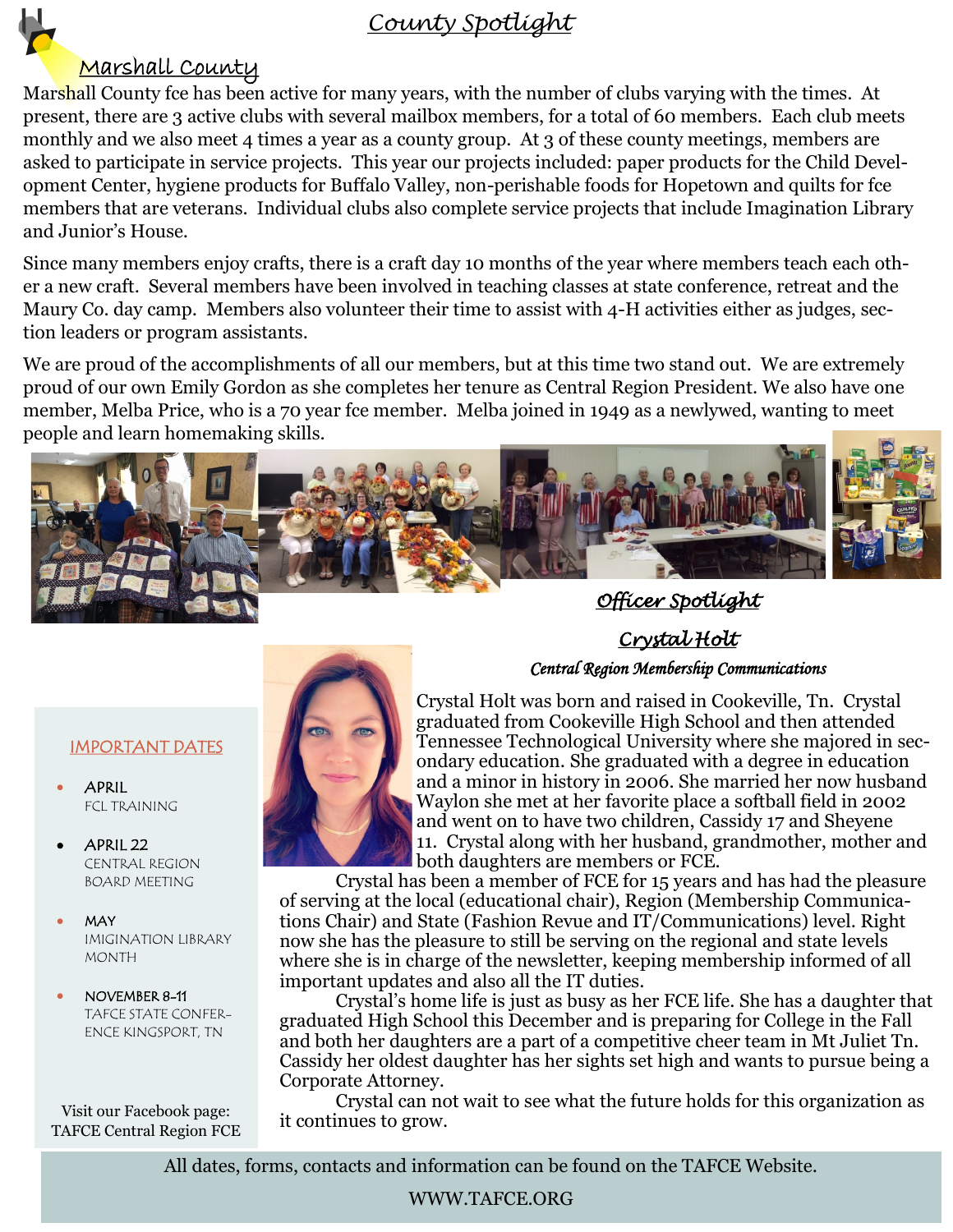# County Spotlight

## Marshall County

Marshall County fce has been active for many years, with the number of clubs varying with the times. At present, there are 3 active clubs with several mailbox members, for a total of 60 members. Each club meets monthly and we also meet 4 times a year as a county group. At 3 of these county meetings, members are asked to participate in service projects. This year our projects included: paper products for the Child Development Center, hygiene products for Buffalo Valley, non-perishable foods for Hopetown and quilts for fce members that are veterans. Individual clubs also complete service projects that include Imagination Library and Junior's House.

Since many members enjoy crafts, there is a craft day 10 months of the year where members teach each other a new craft. Several members have been involved in teaching classes at state conference, retreat and the Maury Co. day camp. Members also volunteer their time to assist with 4-H activities either as judges, section leaders or program assistants.

We are proud of the accomplishments of all our members, but at this time two stand out. We are extremely proud of our own Emily Gordon as she completes her tenure as Central Region President. We also have one member, Melba Price, who is a 70 year fce member. Melba joined in 1949 as a newlywed, wanting to meet people and learn homemaking skills.

# Officer Spotlight

## Crystal Holt

### Central Region Membership Communications

Crystal Holt was born and raised in Cookeville, Tn. Crystal graduated from Cookeville High School and then attended Tennessee Technological University where she majored in secondary education. She graduated with a degree in education and a minor in history in 2006. She married her now husband Waylon she met at her favorite place a softball field in 2002 and went on to have two children, Cassidy 17 and Sheyene 11. Crystal along with her husband, grandmother, mother and both daughters are members or FCE.

Crystal has been a member of FCE for 15 years and has had the pleasure of serving at the local (educational chair), Region (Membership Communications Chair) and State (Fashion Revue and IT/Communications) level. Right now she has the pleasure to still be serving on the regional and state levels where she is in charge of the newsletter, keeping membership informed of all important updates and also all the IT duties.

Crystal's home life is just as busy as her FCE life. She has a daughter that graduated High School this December and is preparing for College in the Fall and both her daughters are a part of a competitive cheer team in Mt Juliet Tn. Cassidy her oldest daughter has her sights set high and wants to pursue being a Corporate Attorney.

Crystal can not wait to see what the future holds for this organization as it continues to grow.

## IMPORTANT DATES

- APRIL
  FCL TRAINING
- APRIL 22
  CENTRAL REGION BOARD MEETING
- MAY
  IMIGINATION LIBRARY MONTH
- NOVEMBER 8-11
  TAFCE STATE CONFERENCE KINGSPORT, TN

Visit our Facebook page: TAFCE Central Region FCE

All dates, forms, contacts and information can be found on the TAFCE Website.

WWW.TAFCE.ORG